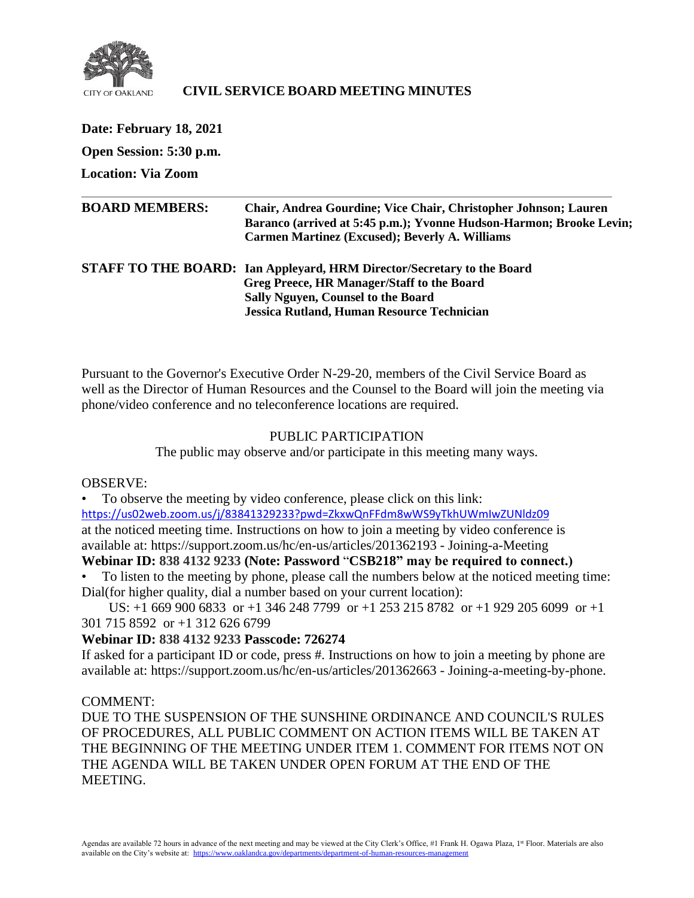CITY OF OAKLAND

# CIVIL SERVICE BOARD MEETING MINUTES

**Date: February 18, 2021**

**Open Session: 5:30 p.m.**

**Location: Via Zoom**

---

**BOARD MEMBERS:** **Chair, Andrea Gourdine; Vice Chair, Christopher Johnson; Lauren Baranco (arrived at 5:45 p.m.); Yvonne Hudson-Harmon; Brooke Levin; Carmen Martinez (Excused); Beverly A. Williams**

**STAFF TO THE BOARD:** **Ian Appleyard, HRM Director/Secretary to the Board**
**Greg Preece, HR Manager/Staff to the Board**
**Sally Nguyen, Counsel to the Board**
**Jessica Rutland, Human Resource Technician**

Pursuant to the Governor's Executive Order N-29-20, members of the Civil Service Board as well as the Director of Human Resources and the Counsel to the Board will join the meeting via phone/video conference and no teleconference locations are required.

PUBLIC PARTICIPATION

The public may observe and/or participate in this meeting many ways.

OBSERVE:

- To observe the meeting by video conference, please click on this link: https://us02web.zoom.us/j/83841329233?pwd=ZkxwQnFFdm8wWS9yTkhUWmIwZUNldz09 at the noticed meeting time. Instructions on how to join a meeting by video conference is available at: https://support.zoom.us/hc/en-us/articles/201362193 - Joining-a-Meeting

**Webinar ID: 838 4132 9233 (Note: Password "CSB218" may be required to connect.)**

- To listen to the meeting by phone, please call the numbers below at the noticed meeting time: Dial(for higher quality, dial a number based on your current location):

US: +1 669 900 6833 or +1 346 248 7799 or +1 253 215 8782 or +1 929 205 6099 or +1 301 715 8592 or +1 312 626 6799

**Webinar ID: 838 4132 9233 Passcode: 726274**

If asked for a participant ID or code, press #. Instructions on how to join a meeting by phone are available at: https://support.zoom.us/hc/en-us/articles/201362663 - Joining-a-meeting-by-phone.

COMMENT:

DUE TO THE SUSPENSION OF THE SUNSHINE ORDINANCE AND COUNCIL'S RULES OF PROCEDURES, ALL PUBLIC COMMENT ON ACTION ITEMS WILL BE TAKEN AT THE BEGINNING OF THE MEETING UNDER ITEM 1. COMMENT FOR ITEMS NOT ON THE AGENDA WILL BE TAKEN UNDER OPEN FORUM AT THE END OF THE MEETING.

Agendas are available 72 hours in advance of the next meeting and may be viewed at the City Clerk's Office, #1 Frank H. Ogawa Plaza, 1st Floor. Materials are also available on the City's website at: https://www.oaklandca.gov/departments/department-of-human-resources-management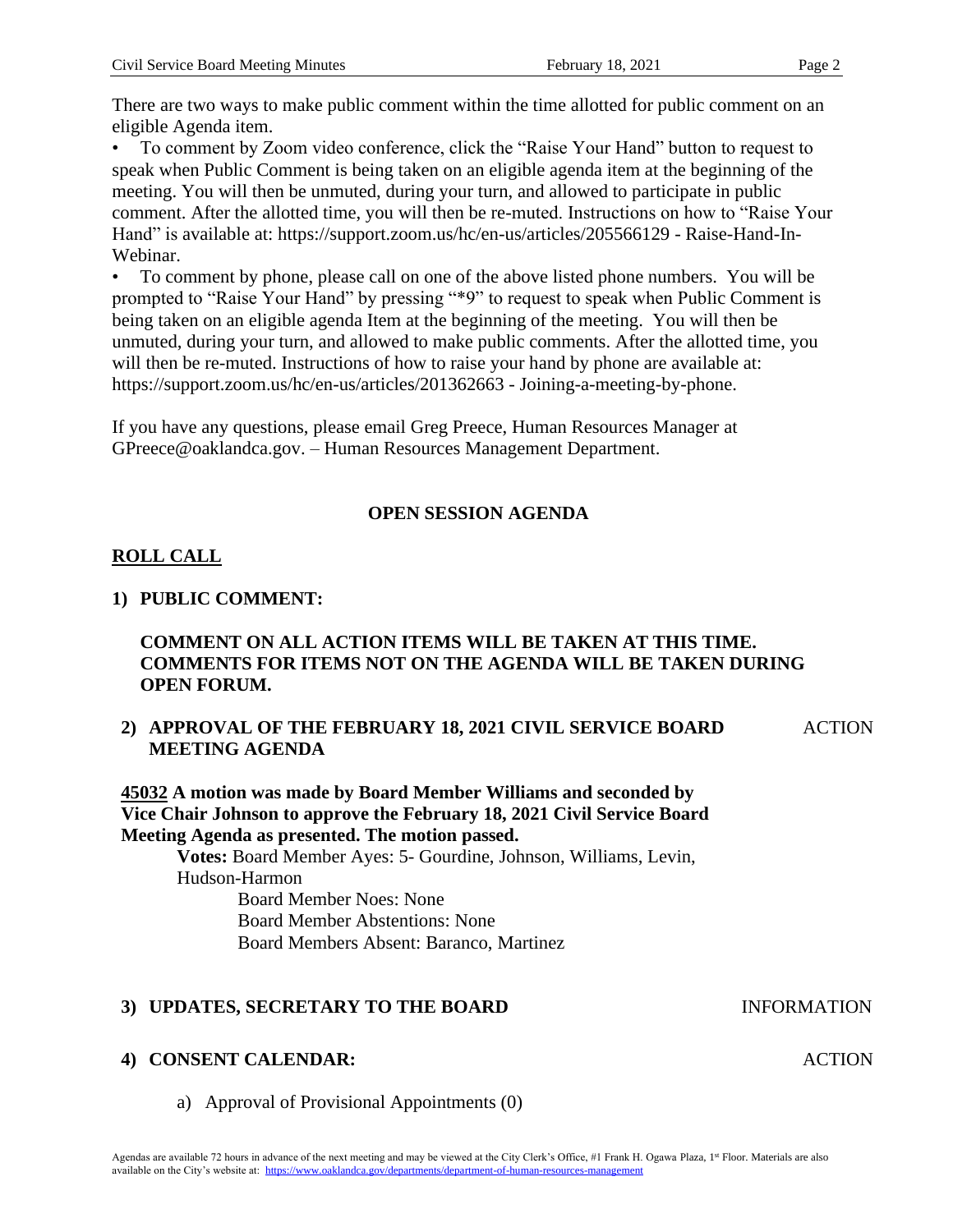There are two ways to make public comment within the time allotted for public comment on an eligible Agenda item.

- To comment by Zoom video conference, click the "Raise Your Hand" button to request to speak when Public Comment is being taken on an eligible agenda item at the beginning of the meeting. You will then be unmuted, during your turn, and allowed to participate in public comment. After the allotted time, you will then be re-muted. Instructions on how to "Raise Your Hand" is available at: https://support.zoom.us/hc/en-us/articles/205566129 - Raise-Hand-In-Webinar.
- To comment by phone, please call on one of the above listed phone numbers. You will be prompted to "Raise Your Hand" by pressing "*9" to request to speak when Public Comment is being taken on an eligible agenda Item at the beginning of the meeting. You will then be unmuted, during your turn, and allowed to make public comments. After the allotted time, you will then be re-muted. Instructions of how to raise your hand by phone are available at: https://support.zoom.us/hc/en-us/articles/201362663 - Joining-a-meeting-by-phone.

If you have any questions, please email Greg Preece, Human Resources Manager at GPreece@oaklandca.gov. – Human Resources Management Department.

## OPEN SESSION AGENDA

**ROLL CALL**

**1) PUBLIC COMMENT:**

**COMMENT ON ALL ACTION ITEMS WILL BE TAKEN AT THIS TIME. COMMENTS FOR ITEMS NOT ON THE AGENDA WILL BE TAKEN DURING OPEN FORUM.**

**2) APPROVAL OF THE FEBRUARY 18, 2021 CIVIL SERVICE BOARD MEETING AGENDA** ACTION

**45032 A motion was made by Board Member Williams and seconded by Vice Chair Johnson to approve the February 18, 2021 Civil Service Board Meeting Agenda as presented. The motion passed.**

**Votes:** Board Member Ayes: 5- Gourdine, Johnson, Williams, Levin, Hudson-Harmon
Board Member Noes: None
Board Member Abstentions: None
Board Members Absent: Baranco, Martinez

**3) UPDATES, SECRETARY TO THE BOARD** INFORMATION

**4) CONSENT CALENDAR:** ACTION

a) Approval of Provisional Appointments (0)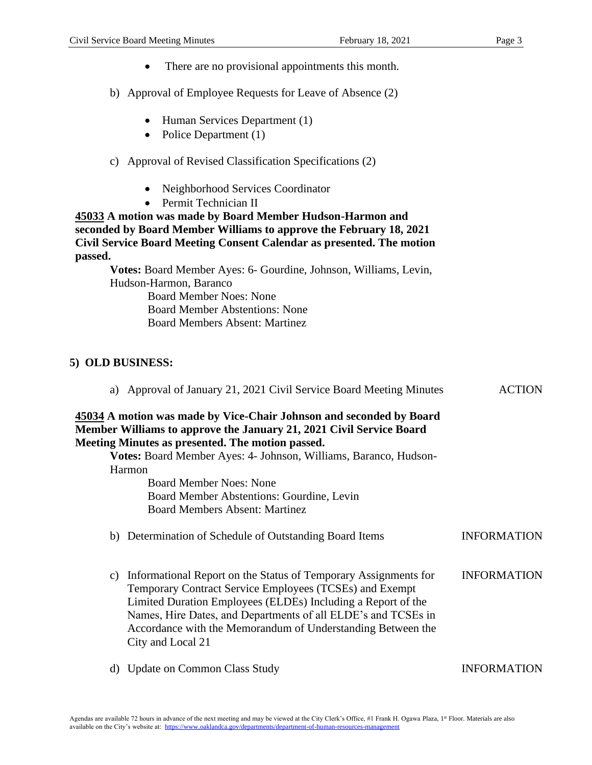- There are no provisional appointments this month.

b) Approval of Employee Requests for Leave of Absence (2)

- Human Services Department (1)
- Police Department (1)

c) Approval of Revised Classification Specifications (2)

- Neighborhood Services Coordinator
- Permit Technician II

**45033 A motion was made by Board Member Hudson-Harmon and seconded by Board Member Williams to approve the February 18, 2021 Civil Service Board Meeting Consent Calendar as presented. The motion passed.**

**Votes:** Board Member Ayes: 6- Gourdine, Johnson, Williams, Levin, Hudson-Harmon, Baranco
Board Member Noes: None
Board Member Abstentions: None
Board Members Absent: Martinez

## 5) OLD BUSINESS:

a) Approval of January 21, 2021 Civil Service Board Meeting Minutes — ACTION

**45034 A motion was made by Vice-Chair Johnson and seconded by Board Member Williams to approve the January 21, 2021 Civil Service Board Meeting Minutes as presented. The motion passed.**

**Votes:** Board Member Ayes: 4- Johnson, Williams, Baranco, Hudson-Harmon
Board Member Noes: None
Board Member Abstentions: Gourdine, Levin
Board Members Absent: Martinez

b) Determination of Schedule of Outstanding Board Items — INFORMATION

c) Informational Report on the Status of Temporary Assignments for Temporary Contract Service Employees (TCSEs) and Exempt Limited Duration Employees (ELDEs) Including a Report of the Names, Hire Dates, and Departments of all ELDE's and TCSEs in Accordance with the Memorandum of Understanding Between the City and Local 21 — INFORMATION

d) Update on Common Class Study — INFORMATION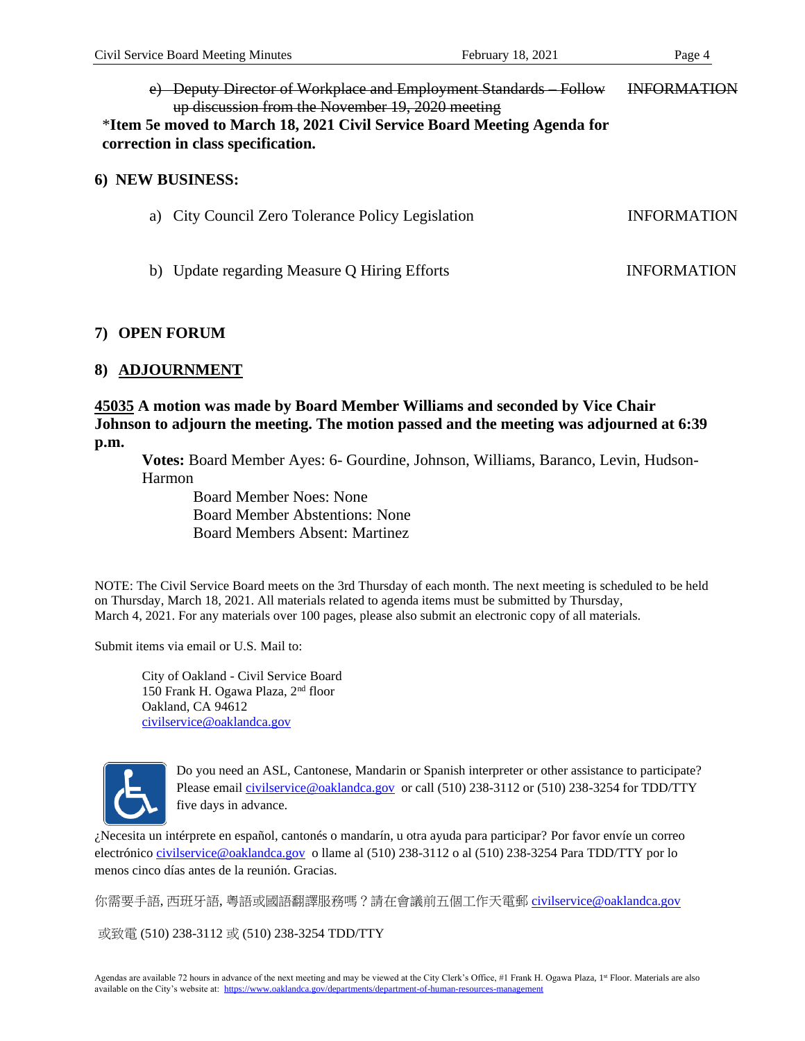e) ~~Deputy Director of Workplace and Employment Standards – Follow up discussion from the November 19, 2020 meeting~~ ~~INFORMATION~~

***Item 5e moved to March 18, 2021 Civil Service Board Meeting Agenda for correction in class specification.**

## 6) NEW BUSINESS:

a) City Council Zero Tolerance Policy Legislation INFORMATION

b) Update regarding Measure Q Hiring Efforts INFORMATION

## 7) OPEN FORUM

## 8) ADJOURNMENT

**45035 A motion was made by Board Member Williams and seconded by Vice Chair Johnson to adjourn the meeting. The motion passed and the meeting was adjourned at 6:39 p.m.**

**Votes:** Board Member Ayes: 6- Gourdine, Johnson, Williams, Baranco, Levin, Hudson-Harmon
Board Member Noes: None
Board Member Abstentions: None
Board Members Absent: Martinez

NOTE: The Civil Service Board meets on the 3rd Thursday of each month. The next meeting is scheduled to be held on Thursday, March 18, 2021. All materials related to agenda items must be submitted by Thursday, March 4, 2021. For any materials over 100 pages, please also submit an electronic copy of all materials.

Submit items via email or U.S. Mail to:

City of Oakland - Civil Service Board
150 Frank H. Ogawa Plaza, 2nd floor
Oakland, CA 94612
civilservice@oaklandca.gov

Do you need an ASL, Cantonese, Mandarin or Spanish interpreter or other assistance to participate? Please email civilservice@oaklandca.gov or call (510) 238-3112 or (510) 238-3254 for TDD/TTY five days in advance.

¿Necesita un intérprete en español, cantonés o mandarín, u otra ayuda para participar? Por favor envíe un correo electrónico civilservice@oaklandca.gov o llame al (510) 238-3112 o al (510) 238-3254 Para TDD/TTY por lo menos cinco días antes de la reunión. Gracias.

你需要手語, 西班牙語, 粵語或國語翻譯服務嗎？請在會議前五個工作天電郵 civilservice@oaklandca.gov

或致電 (510) 238-3112 或 (510) 238-3254 TDD/TTY

Agendas are available 72 hours in advance of the next meeting and may be viewed at the City Clerk's Office, #1 Frank H. Ogawa Plaza, 1st Floor. Materials are also available on the City's website at: https://www.oaklandca.gov/departments/department-of-human-resources-management